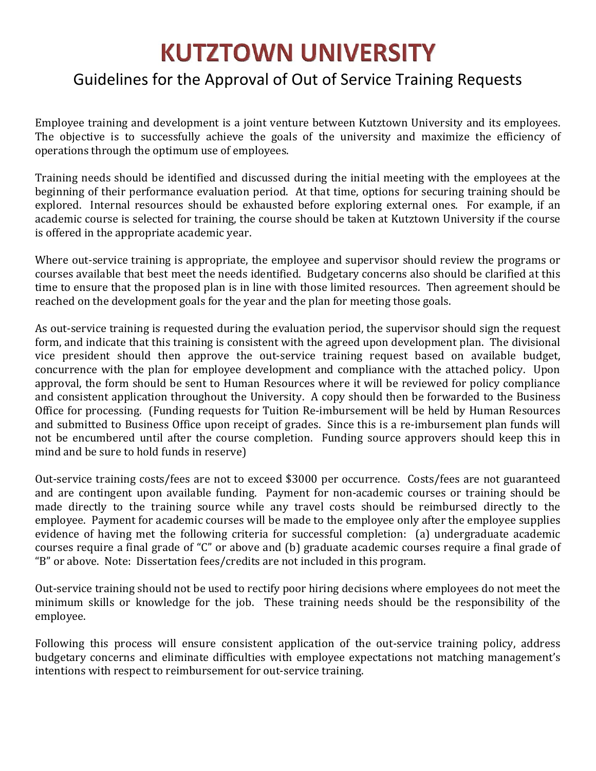# KUTZTOWN UNIVERSITY

## Guidelines for the Approval of Out of Service Training Requests

Employee training and development is a joint venture between Kutztown University and its employees. The objective is to successfully achieve the goals of the university and maximize the efficiency of operations through the optimum use of employees.

Training needs should be identified and discussed during the initial meeting with the employees at the beginning of their performance evaluation period. At that time, options for securing training should be explored. Internal resources should be exhausted before exploring external ones. For example, if an academic course is selected for training, the course should be taken at Kutztown University if the course is offered in the appropriate academic year.

Where out-service training is appropriate, the employee and supervisor should review the programs or courses available that best meet the needs identified. Budgetary concerns also should be clarified at this time to ensure that the proposed plan is in line with those limited resources. Then agreement should be reached on the development goals for the year and the plan for meeting those goals.

As out-service training is requested during the evaluation period, the supervisor should sign the request form, and indicate that this training is consistent with the agreed upon development plan. The divisional vice president should then approve the out-service training request based on available budget, concurrence with the plan for employee development and compliance with the attached policy. Upon approval, the form should be sent to Human Resources where it will be reviewed for policy compliance and consistent application throughout the University. A copy should then be forwarded to the Business Office for processing. (Funding requests for Tuition Re-imbursement will be held by Human Resources and submitted to Business Office upon receipt of grades. Since this is a re-imbursement plan funds will not be encumbered until after the course completion. Funding source approvers should keep this in mind and be sure to hold funds in reserve)

Out-service training costs/fees are not to exceed $3000 per occurrence. Costs/fees are not guaranteed and are contingent upon available funding. Payment for non-academic courses or training should be made directly to the training source while any travel costs should be reimbursed directly to the employee. Payment for academic courses will be made to the employee only after the employee supplies evidence of having met the following criteria for successful completion: (a) undergraduate academic courses require a final grade of "C" or above and (b) graduate academic courses require a final grade of "B" or above. Note: Dissertation fees/credits are not included in this program.

Out-service training should not be used to rectify poor hiring decisions where employees do not meet the minimum skills or knowledge for the job. These training needs should be the responsibility of the employee.

Following this process will ensure consistent application of the out-service training policy, address budgetary concerns and eliminate difficulties with employee expectations not matching management's intentions with respect to reimbursement for out-service training.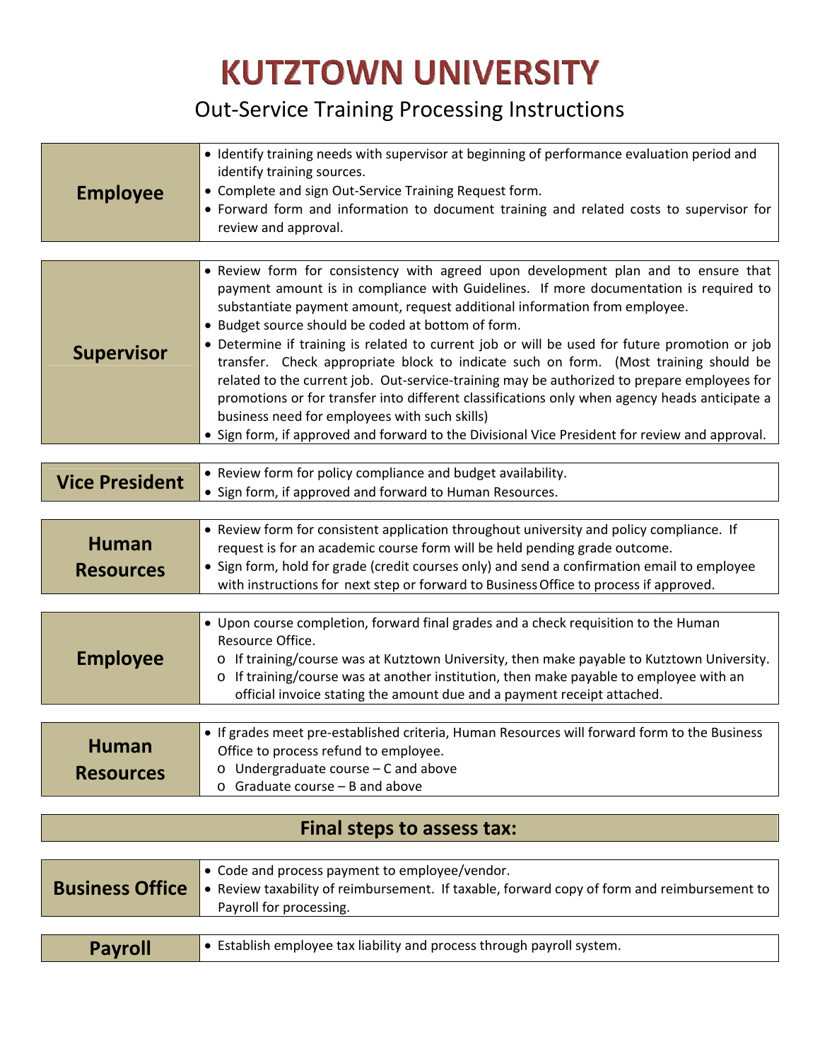# KUTZTOWN UNIVERSITY

## Out-Service Training Processing Instructions

| | |
|---|---|
| **Employee** | • Identify training needs with supervisor at beginning of performance evaluation period and identify training sources.<br>• Complete and sign Out-Service Training Request form.<br>• Forward form and information to document training and related costs to supervisor for review and approval. |
| **Supervisor** | • Review form for consistency with agreed upon development plan and to ensure that payment amount is in compliance with Guidelines. If more documentation is required to substantiate payment amount, request additional information from employee.<br>• Budget source should be coded at bottom of form.<br>• Determine if training is related to current job or will be used for future promotion or job transfer. Check appropriate block to indicate such on form. (Most training should be related to the current job. Out-service-training may be authorized to prepare employees for promotions or for transfer into different classifications only when agency heads anticipate a business need for employees with such skills)<br>• Sign form, if approved and forward to the Divisional Vice President for review and approval. |
| **Vice President** | • Review form for policy compliance and budget availability.<br>• Sign form, if approved and forward to Human Resources. |
| **Human Resources** | • Review form for consistent application throughout university and policy compliance. If request is for an academic course form will be held pending grade outcome.<br>• Sign form, hold for grade (credit courses only) and send a confirmation email to employee with instructions for next step or forward to Business Office to process if approved. |
| **Employee** | • Upon course completion, forward final grades and a check requisition to the Human Resource Office.<br>&nbsp;&nbsp;o If training/course was at Kutztown University, then make payable to Kutztown University.<br>&nbsp;&nbsp;o If training/course was at another institution, then make payable to employee with an official invoice stating the amount due and a payment receipt attached. |
| **Human Resources** | • If grades meet pre-established criteria, Human Resources will forward form to the Business Office to process refund to employee.<br>&nbsp;&nbsp;o Undergraduate course – C and above<br>&nbsp;&nbsp;o Graduate course – B and above |

### Final steps to assess tax:

| | |
|---|---|
| **Business Office** | • Code and process payment to employee/vendor.<br>• Review taxability of reimbursement. If taxable, forward copy of form and reimbursement to Payroll for processing. |
| **Payroll** | • Establish employee tax liability and process through payroll system. |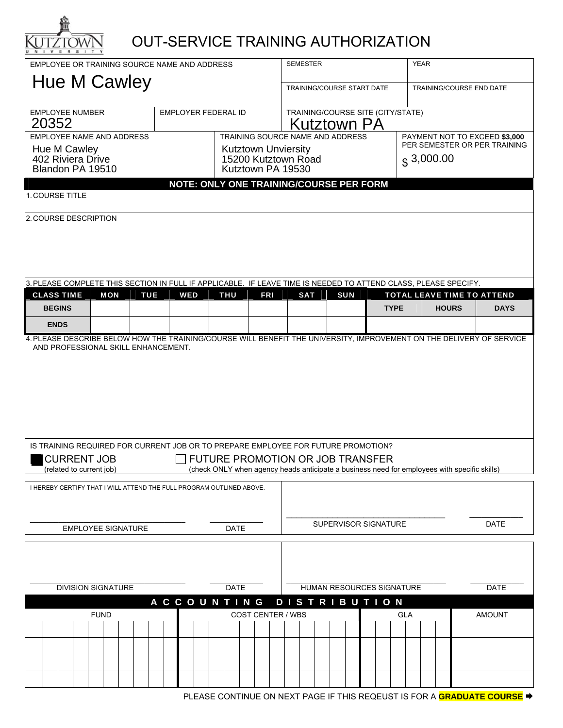KUTZTOWN UNIVERSITY

# OUT-SERVICE TRAINING AUTHORIZATION

| EMPLOYEE OR TRAINING SOURCE NAME AND ADDRESS | SEMESTER | YEAR |
|---|---|---|
| Hue M Cawley | TRAINING/COURSE START DATE | TRAINING/COURSE END DATE |

| EMPLOYEE NUMBER | EMPLOYER FEDERAL ID | TRAINING/COURSE SITE (CITY/STATE) |
|---|---|---|
| 20352 | | Kutztown PA |

| EMPLOYEE NAME AND ADDRESS | TRAINING SOURCE NAME AND ADDRESS | PAYMENT NOT TO EXCEED **$3,000** PER SEMESTER OR PER TRAINING |
|---|---|---|
| Hue M Cawley<br>402 Riviera Drive<br>Blandon PA 19510 | Kutztown Unviersity<br>15200 Kutztown Road<br>Kutztown PA 19530 | $ 3,000.00 |

**NOTE: ONLY ONE TRAINING/COURSE PER FORM**

1. COURSE TITLE

2. COURSE DESCRIPTION

3. PLEASE COMPLETE THIS SECTION IN FULL IF APPLICABLE. IF LEAVE TIME IS NEEDED TO ATTEND CLASS, PLEASE SPECIFY.

| CLASS TIME | MON | TUE | WED | THU | FRI | SAT | SUN | TOTAL LEAVE TIME TO ATTEND | | |
|---|---|---|---|---|---|---|---|---|---|---|
| | | | | | | | | TYPE | HOURS | DAYS |
| BEGINS | | | | | | | | | | |
| ENDS | | | | | | | | | | |

4. PLEASE DESCRIBE BELOW HOW THE TRAINING/COURSE WILL BENEFIT THE UNIVERSITY, IMPROVEMENT ON THE DELIVERY OF SERVICE AND PROFESSIONAL SKILL ENHANCEMENT.

IS TRAINING REQUIRED FOR CURRENT JOB OR TO PREPARE EMPLOYEE FOR FUTURE PROMOTION?

- [x] CURRENT JOB (related to current job)
- [ ] FUTURE PROMOTION OR JOB TRANSFER (check ONLY when agency heads anticipate a business need for employees with specific skills)

I HEREBY CERTIFY THAT I WILL ATTEND THE FULL PROGRAM OUTLINED ABOVE.

| EMPLOYEE SIGNATURE | DATE | SUPERVISOR SIGNATURE | DATE |
|---|---|---|---|
| | | | |

| DIVISION SIGNATURE | DATE | HUMAN RESOURCES SIGNATURE | DATE |
|---|---|---|---|
| | | | |

**ACCOUNTING DISTRIBUTION**

| FUND | COST CENTER / WBS | GLA | AMOUNT |
|---|---|---|---|
| | | | |
| | | | |
| | | | |
| | | | |

PLEASE CONTINUE ON NEXT PAGE IF THIS REQEUST IS FOR A **GRADUATE COURSE** ➡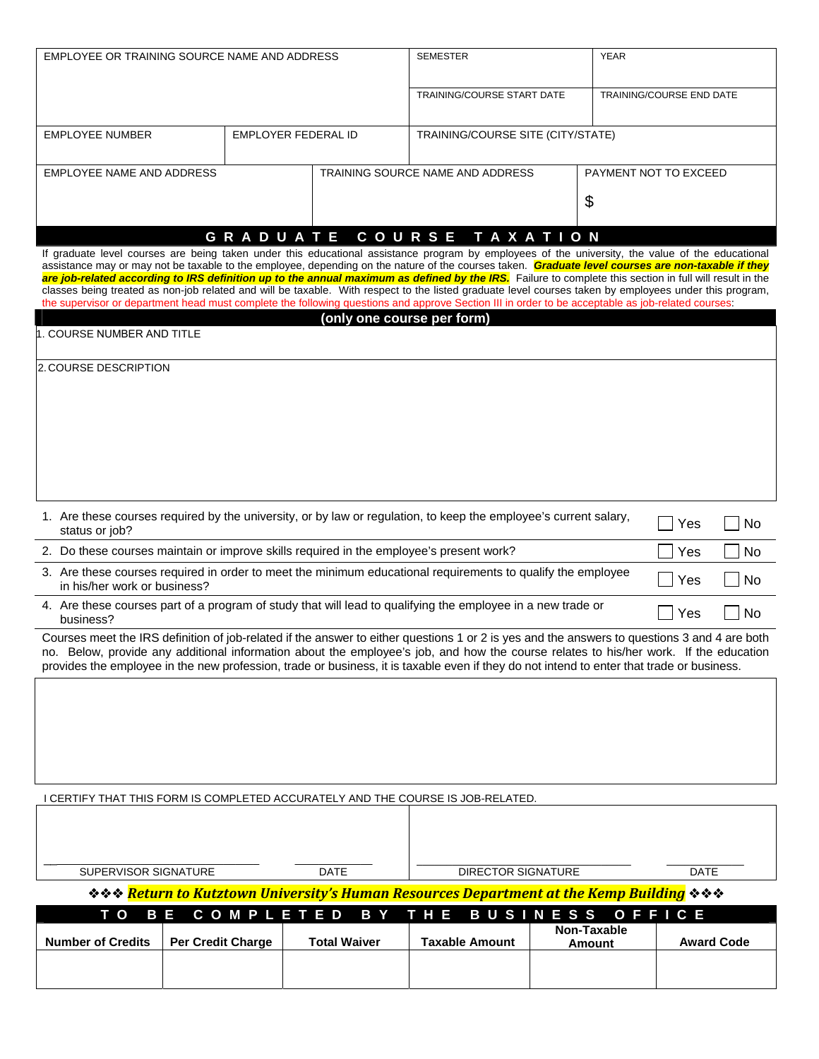| EMPLOYEE OR TRAINING SOURCE NAME AND ADDRESS | | SEMESTER | YEAR |
|---|---|---|---|
| | | TRAINING/COURSE START DATE | TRAINING/COURSE END DATE |
| EMPLOYEE NUMBER | EMPLOYER FEDERAL ID | TRAINING/COURSE SITE (CITY/STATE) | |

| EMPLOYEE NAME AND ADDRESS | TRAINING SOURCE NAME AND ADDRESS | PAYMENT NOT TO EXCEED |
|---|---|---|
| | | $ |

## GRADUATE COURSE TAXATION

If graduate level courses are being taken under this educational assistance program by employees of the university, the value of the educational assistance may or may not be taxable to the employee, depending on the nature of the courses taken. ***Graduate level courses are non-taxable if they are job-related according to IRS definition up to the annual maximum as defined by the IRS.*** Failure to complete this section in full will result in the classes being treated as non-job related and will be taxable. With respect to the listed graduate level courses taken by employees under this program, the supervisor or department head must complete the following questions and approve Section III in order to be acceptable as job-related courses:

**(only one course per form)**

1. COURSE NUMBER AND TITLE

2. COURSE DESCRIPTION

| | | |
|---|---|---|
| 1. Are these courses required by the university, or by law or regulation, to keep the employee's current salary, status or job? | ☐ Yes | ☐ No |
| 2. Do these courses maintain or improve skills required in the employee's present work? | ☐ Yes | ☐ No |
| 3. Are these courses required in order to meet the minimum educational requirements to qualify the employee in his/her work or business? | ☐ Yes | ☐ No |
| 4. Are these courses part of a program of study that will lead to qualifying the employee in a new trade or business? | ☐ Yes | ☐ No |

Courses meet the IRS definition of job-related if the answer to either questions 1 or 2 is yes and the answers to questions 3 and 4 are both no. Below, provide any additional information about the employee's job, and how the course relates to his/her work. If the education provides the employee in the new profession, trade or business, it is taxable even if they do not intend to enter that trade or business.

I CERTIFY THAT THIS FORM IS COMPLETED ACCURATELY AND THE COURSE IS JOB-RELATED.

| | | | |
|---|---|---|---|
| SUPERVISOR SIGNATURE | DATE | DIRECTOR SIGNATURE | DATE |

❖❖❖ ***Return to Kutztown University's Human Resources Department at the Kemp Building*** ❖❖❖

## TO BE COMPLETED BY THE BUSINESS OFFICE

| Number of Credits | Per Credit Charge | Total Waiver | Taxable Amount | Non-Taxable Amount | Award Code |
|---|---|---|---|---|---|
| | | | | | |